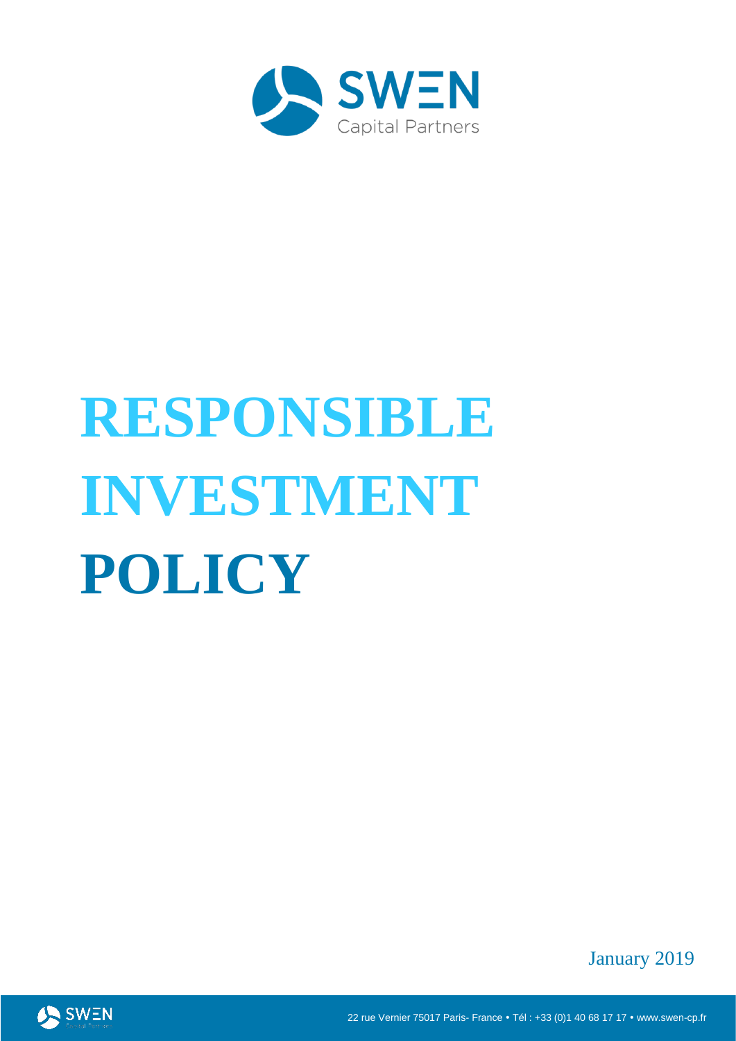SWEN

Capital Partners

# RESPONSIBLE INVESTMENT POLICY

January 2019

22 rue Vernier 75017 Paris- France • Tél : +33 (0)1 40 68 17 17 • www.swen-cp.fr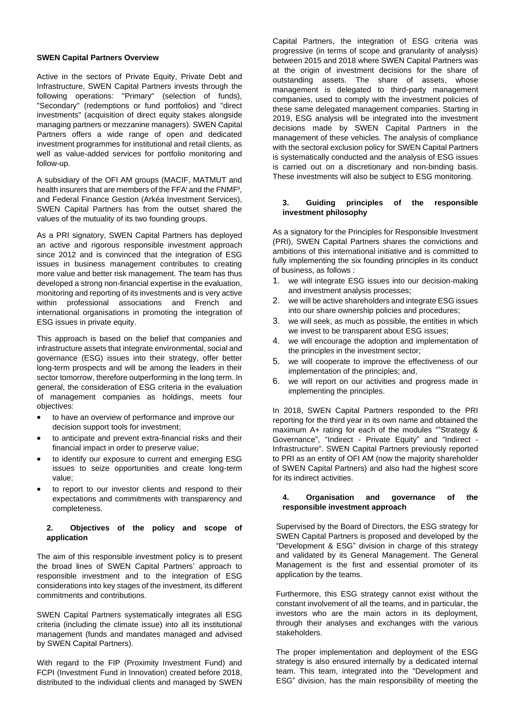**SWEN Capital Partners Overview**

Active in the sectors of Private Equity, Private Debt and Infrastructure, SWEN Capital Partners invests through the following operations: "Primary" (selection of funds), "Secondary" (redemptions or fund portfolios) and "direct investments" (acquisition of direct equity stakes alongside managing partners or mezzanine managers). SWEN Capital Partners offers a wide range of open and dedicated investment programmes for institutional and retail clients, as well as value-added services for portfolio monitoring and follow-up.

A subsidiary of the OFI AM groups (MACIF, MATMUT and health insurers that are members of the FFA[i] and the FNMF[ii], and Federal Finance Gestion (Arkéa Investment Services), SWEN Capital Partners has from the outset shared the values of the mutuality of its two founding groups.

As a PRI signatory, SWEN Capital Partners has deployed an active and rigorous responsible investment approach since 2012 and is convinced that the integration of ESG issues in business management contributes to creating more value and better risk management. The team has thus developed a strong non-financial expertise in the evaluation, monitoring and reporting of its investments and is very active within professional associations and French and international organisations in promoting the integration of ESG issues in private equity.

This approach is based on the belief that companies and infrastructure assets that integrate environmental, social and governance (ESG) issues into their strategy, offer better long-term prospects and will be among the leaders in their sector tomorrow, therefore outperforming in the long term. In general, the consideration of ESG criteria in the evaluation of management companies as holdings, meets four objectives:

- to have an overview of performance and improve our decision support tools for investment;
- to anticipate and prevent extra-financial risks and their financial impact in order to preserve value;
- to identify our exposure to current and emerging ESG issues to seize opportunities and create long-term value;
- to report to our investor clients and respond to their expectations and commitments with transparency and completeness.

## 2. Objectives of the policy and scope of application

The aim of this responsible investment policy is to present the broad lines of SWEN Capital Partners' approach to responsible investment and to the integration of ESG considerations into key stages of the investment, its different commitments and contributions.

SWEN Capital Partners systematically integrates all ESG criteria (including the climate issue) into all its institutional management (funds and mandates managed and advised by SWEN Capital Partners).

With regard to the FIP (Proximity Investment Fund) and FCPI (Investment Fund in Innovation) created before 2018, distributed to the individual clients and managed by SWEN Capital Partners, the integration of ESG criteria was progressive (in terms of scope and granularity of analysis) between 2015 and 2018 where SWEN Capital Partners was at the origin of investment decisions for the share of outstanding assets. The share of assets, whose management is delegated to third-party management companies, used to comply with the investment policies of these same delegated management companies. Starting in 2019, ESG analysis will be integrated into the investment decisions made by SWEN Capital Partners in the management of these vehicles. The analysis of compliance with the sectoral exclusion policy for SWEN Capital Partners is systematically conducted and the analysis of ESG issues is carried out on a discretionary and non-binding basis. These investments will also be subject to ESG monitoring.

## 3. Guiding principles of the responsible investment philosophy

As a signatory for the Principles for Responsible Investment (PRI), SWEN Capital Partners shares the convictions and ambitions of this international initiative and is committed to fully implementing the six founding principles in its conduct of business, as follows :

1. we will integrate ESG issues into our decision-making and investment analysis processes;
2. we will be active shareholders and integrate ESG issues into our share ownership policies and procedures;
3. we will seek, as much as possible, the entities in which we invest to be transparent about ESG issues;
4. we will encourage the adoption and implementation of the principles in the investment sector;
5. we will cooperate to improve the effectiveness of our implementation of the principles; and,
6. we will report on our activities and progress made in implementing the principles.

In 2018, SWEN Capital Partners responded to the PRI reporting for the third year in its own name and obtained the maximum A+ rating for each of the modules ""Strategy & Governance", "Indirect - Private Equity" and "Indirect - Infrastructure". SWEN Capital Partners previously reported to PRI as an entity of OFI AM (now the majority shareholder of SWEN Capital Partners) and also had the highest score for its indirect activities.

## 4. Organisation and governance of the responsible investment approach

Supervised by the Board of Directors, the ESG strategy for SWEN Capital Partners is proposed and developed by the "Development & ESG" division in charge of this strategy and validated by its General Management. The General Management is the first and essential promoter of its application by the teams.

Furthermore, this ESG strategy cannot exist without the constant involvement of all the teams, and in particular, the investors who are the main actors in its deployment, through their analyses and exchanges with the various stakeholders.

The proper implementation and deployment of the ESG strategy is also ensured internally by a dedicated internal team. This team, integrated into the "Development and ESG" division, has the main responsibility of meeting the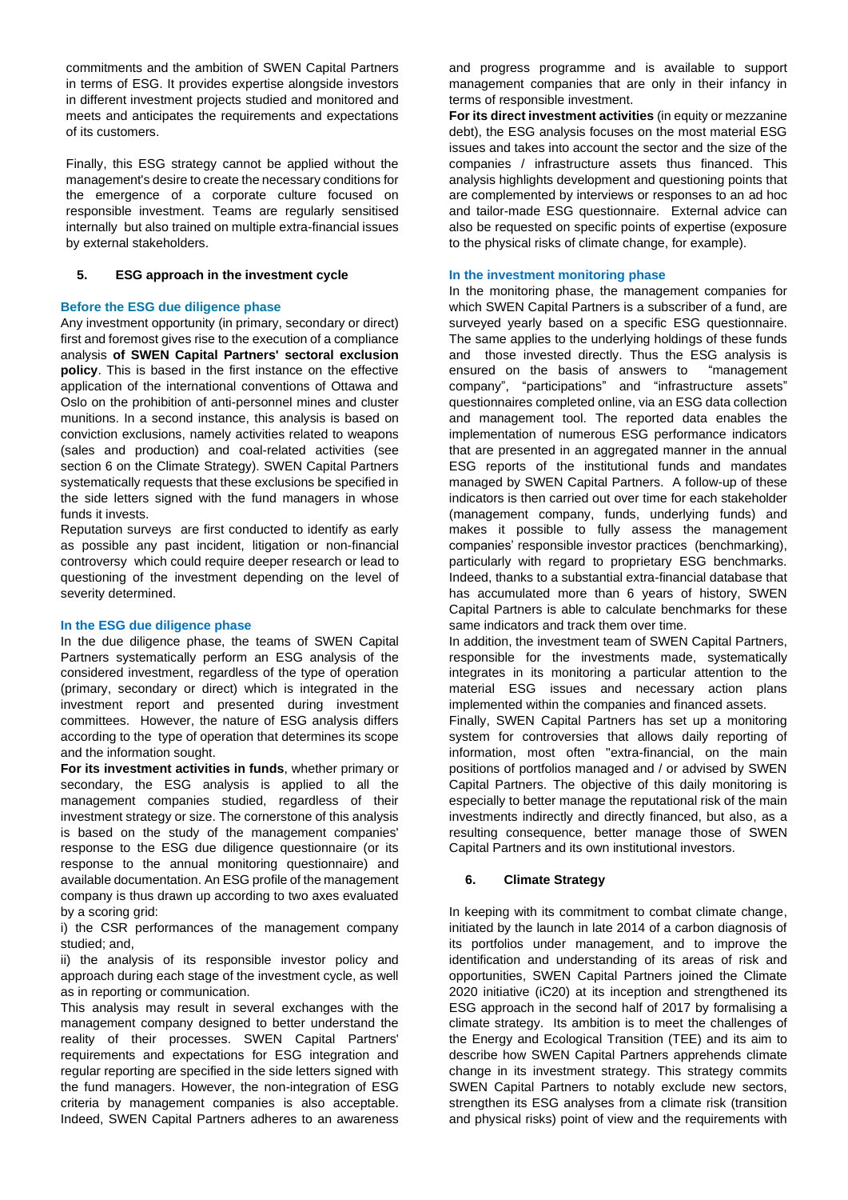commitments and the ambition of SWEN Capital Partners in terms of ESG. It provides expertise alongside investors in different investment projects studied and monitored and meets and anticipates the requirements and expectations of its customers.

Finally, this ESG strategy cannot be applied without the management's desire to create the necessary conditions for the emergence of a corporate culture focused on responsible investment. Teams are regularly sensitised internally but also trained on multiple extra-financial issues by external stakeholders.

## 5. ESG approach in the investment cycle

### Before the ESG due diligence phase

Any investment opportunity (in primary, secondary or direct) first and foremost gives rise to the execution of a compliance analysis **of SWEN Capital Partners' sectoral exclusion policy**. This is based in the first instance on the effective application of the international conventions of Ottawa and Oslo on the prohibition of anti-personnel mines and cluster munitions. In a second instance, this analysis is based on conviction exclusions, namely activities related to weapons (sales and production) and coal-related activities (see section 6 on the Climate Strategy). SWEN Capital Partners systematically requests that these exclusions be specified in the side letters signed with the fund managers in whose funds it invests.

Reputation surveys are first conducted to identify as early as possible any past incident, litigation or non-financial controversy which could require deeper research or lead to questioning of the investment depending on the level of severity determined.

### In the ESG due diligence phase

In the due diligence phase, the teams of SWEN Capital Partners systematically perform an ESG analysis of the considered investment, regardless of the type of operation (primary, secondary or direct) which is integrated in the investment report and presented during investment committees. However, the nature of ESG analysis differs according to the type of operation that determines its scope and the information sought.

**For its investment activities in funds**, whether primary or secondary, the ESG analysis is applied to all the management companies studied, regardless of their investment strategy or size. The cornerstone of this analysis is based on the study of the management companies' response to the ESG due diligence questionnaire (or its response to the annual monitoring questionnaire) and available documentation. An ESG profile of the management company is thus drawn up according to two axes evaluated by a scoring grid:

i) the CSR performances of the management company studied; and,

ii) the analysis of its responsible investor policy and approach during each stage of the investment cycle, as well as in reporting or communication.

This analysis may result in several exchanges with the management company designed to better understand the reality of their processes. SWEN Capital Partners' requirements and expectations for ESG integration and regular reporting are specified in the side letters signed with the fund managers. However, the non-integration of ESG criteria by management companies is also acceptable. Indeed, SWEN Capital Partners adheres to an awareness and progress programme and is available to support management companies that are only in their infancy in terms of responsible investment.

**For its direct investment activities** (in equity or mezzanine debt), the ESG analysis focuses on the most material ESG issues and takes into account the sector and the size of the companies / infrastructure assets thus financed. This analysis highlights development and questioning points that are complemented by interviews or responses to an ad hoc and tailor-made ESG questionnaire. External advice can also be requested on specific points of expertise (exposure to the physical risks of climate change, for example).

### In the investment monitoring phase

In the monitoring phase, the management companies for which SWEN Capital Partners is a subscriber of a fund, are surveyed yearly based on a specific ESG questionnaire. The same applies to the underlying holdings of these funds and those invested directly. Thus the ESG analysis is ensured on the basis of answers to "management company", "participations" and "infrastructure assets" questionnaires completed online, via an ESG data collection and management tool. The reported data enables the implementation of numerous ESG performance indicators that are presented in an aggregated manner in the annual ESG reports of the institutional funds and mandates managed by SWEN Capital Partners. A follow-up of these indicators is then carried out over time for each stakeholder (management company, funds, underlying funds) and makes it possible to fully assess the management companies' responsible investor practices (benchmarking), particularly with regard to proprietary ESG benchmarks. Indeed, thanks to a substantial extra-financial database that has accumulated more than 6 years of history, SWEN Capital Partners is able to calculate benchmarks for these same indicators and track them over time.

In addition, the investment team of SWEN Capital Partners, responsible for the investments made, systematically integrates in its monitoring a particular attention to the material ESG issues and necessary action plans implemented within the companies and financed assets.

Finally, SWEN Capital Partners has set up a monitoring system for controversies that allows daily reporting of information, most often "extra-financial, on the main positions of portfolios managed and / or advised by SWEN Capital Partners. The objective of this daily monitoring is especially to better manage the reputational risk of the main investments indirectly and directly financed, but also, as a resulting consequence, better manage those of SWEN Capital Partners and its own institutional investors.

## 6. Climate Strategy

In keeping with its commitment to combat climate change, initiated by the launch in late 2014 of a carbon diagnosis of its portfolios under management, and to improve the identification and understanding of its areas of risk and opportunities, SWEN Capital Partners joined the Climate 2020 initiative (iC20) at its inception and strengthened its ESG approach in the second half of 2017 by formalising a climate strategy. Its ambition is to meet the challenges of the Energy and Ecological Transition (TEE) and its aim to describe how SWEN Capital Partners apprehends climate change in its investment strategy. This strategy commits SWEN Capital Partners to notably exclude new sectors, strengthen its ESG analyses from a climate risk (transition and physical risks) point of view and the requirements with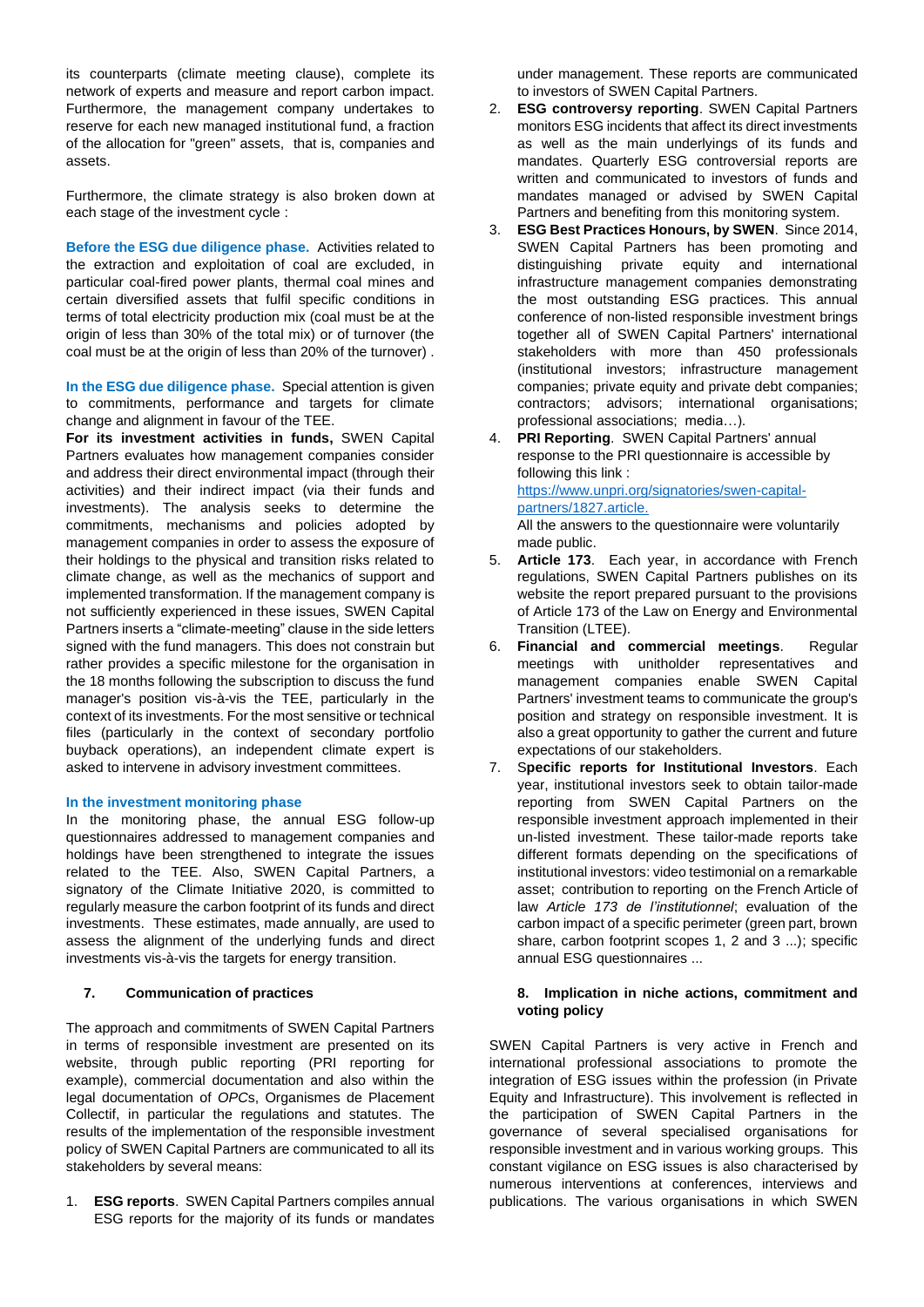its counterparts (climate meeting clause), complete its network of experts and measure and report carbon impact. Furthermore, the management company undertakes to reserve for each new managed institutional fund, a fraction of the allocation for "green" assets, that is, companies and assets.

Furthermore, the climate strategy is also broken down at each stage of the investment cycle :

**Before the ESG due diligence phase.** Activities related to the extraction and exploitation of coal are excluded, in particular coal-fired power plants, thermal coal mines and certain diversified assets that fulfil specific conditions in terms of total electricity production mix (coal must be at the origin of less than 30% of the total mix) or of turnover (the coal must be at the origin of less than 20% of the turnover) .

**In the ESG due diligence phase.** Special attention is given to commitments, performance and targets for climate change and alignment in favour of the TEE.

**For its investment activities in funds,** SWEN Capital Partners evaluates how management companies consider and address their direct environmental impact (through their activities) and their indirect impact (via their funds and investments). The analysis seeks to determine the commitments, mechanisms and policies adopted by management companies in order to assess the exposure of their holdings to the physical and transition risks related to climate change, as well as the mechanics of support and implemented transformation. If the management company is not sufficiently experienced in these issues, SWEN Capital Partners inserts a "climate-meeting" clause in the side letters signed with the fund managers. This does not constrain but rather provides a specific milestone for the organisation in the 18 months following the subscription to discuss the fund manager's position vis-à-vis the TEE, particularly in the context of its investments. For the most sensitive or technical files (particularly in the context of secondary portfolio buyback operations), an independent climate expert is asked to intervene in advisory investment committees.

**In the investment monitoring phase**

In the monitoring phase, the annual ESG follow-up questionnaires addressed to management companies and holdings have been strengthened to integrate the issues related to the TEE. Also, SWEN Capital Partners, a signatory of the Climate Initiative 2020, is committed to regularly measure the carbon footprint of its funds and direct investments. These estimates, made annually, are used to assess the alignment of the underlying funds and direct investments vis-à-vis the targets for energy transition.

## 7. Communication of practices

The approach and commitments of SWEN Capital Partners in terms of responsible investment are presented on its website, through public reporting (PRI reporting for example), commercial documentation and also within the legal documentation of *OPCs*, Organismes de Placement Collectif, in particular the regulations and statutes. The results of the implementation of the responsible investment policy of SWEN Capital Partners are communicated to all its stakeholders by several means:

1. **ESG reports**. SWEN Capital Partners compiles annual ESG reports for the majority of its funds or mandates under management. These reports are communicated to investors of SWEN Capital Partners.
2. **ESG controversy reporting**. SWEN Capital Partners monitors ESG incidents that affect its direct investments as well as the main underlyings of its funds and mandates. Quarterly ESG controversial reports are written and communicated to investors of funds and mandates managed or advised by SWEN Capital Partners and benefiting from this monitoring system.
3. **ESG Best Practices Honours, by SWEN**. Since 2014, SWEN Capital Partners has been promoting and distinguishing private equity and international infrastructure management companies demonstrating the most outstanding ESG practices. This annual conference of non-listed responsible investment brings together all of SWEN Capital Partners' international stakeholders with more than 450 professionals (institutional investors; infrastructure management companies; private equity and private debt companies; contractors; advisors; international organisations; professional associations; media…).
4. **PRI Reporting**. SWEN Capital Partners' annual response to the PRI questionnaire is accessible by following this link : https://www.unpri.org/signatories/swen-capital-partners/1827.article.
   All the answers to the questionnaire were voluntarily made public.
5. **Article 173**. Each year, in accordance with French regulations, SWEN Capital Partners publishes on its website the report prepared pursuant to the provisions of Article 173 of the Law on Energy and Environmental Transition (LTEE).
6. **Financial and commercial meetings**. Regular meetings with unitholder representatives and management companies enable SWEN Capital Partners' investment teams to communicate the group's position and strategy on responsible investment. It is also a great opportunity to gather the current and future expectations of our stakeholders.
7. **Specific reports for Institutional Investors**. Each year, institutional investors seek to obtain tailor-made reporting from SWEN Capital Partners on the responsible investment approach implemented in their un-listed investment. These tailor-made reports take different formats depending on the specifications of institutional investors: video testimonial on a remarkable asset; contribution to reporting on the French Article of law *Article 173 de l'institutionnel*; evaluation of the carbon impact of a specific perimeter (green part, brown share, carbon footprint scopes 1, 2 and 3 ...); specific annual ESG questionnaires ...

## 8. Implication in niche actions, commitment and voting policy

SWEN Capital Partners is very active in French and international professional associations to promote the integration of ESG issues within the profession (in Private Equity and Infrastructure). This involvement is reflected in the participation of SWEN Capital Partners in the governance of several specialised organisations for responsible investment and in various working groups. This constant vigilance on ESG issues is also characterised by numerous interventions at conferences, interviews and publications. The various organisations in which SWEN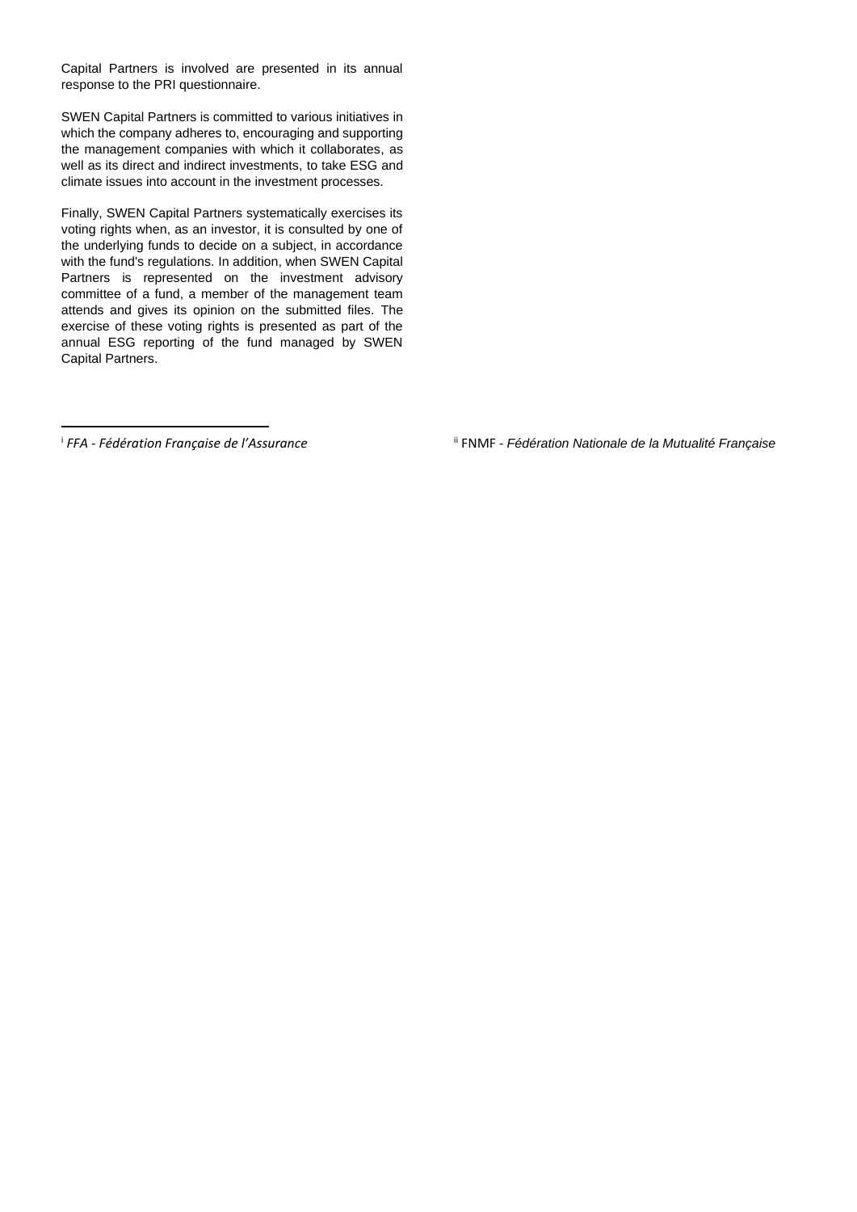Capital Partners is involved are presented in its annual response to the PRI questionnaire.

SWEN Capital Partners is committed to various initiatives in which the company adheres to, encouraging and supporting the management companies with which it collaborates, as well as its direct and indirect investments, to take ESG and climate issues into account in the investment processes.

Finally, SWEN Capital Partners systematically exercises its voting rights when, as an investor, it is consulted by one of the underlying funds to decide on a subject, in accordance with the fund's regulations. In addition, when SWEN Capital Partners is represented on the investment advisory committee of a fund, a member of the management team attends and gives its opinion on the submitted files. The exercise of these voting rights is presented as part of the annual ESG reporting of the fund managed by SWEN Capital Partners.

---

[i] *FFA - Fédération Française de l'Assurance*

[ii] FNMF - *Fédération Nationale de la Mutualité Française*